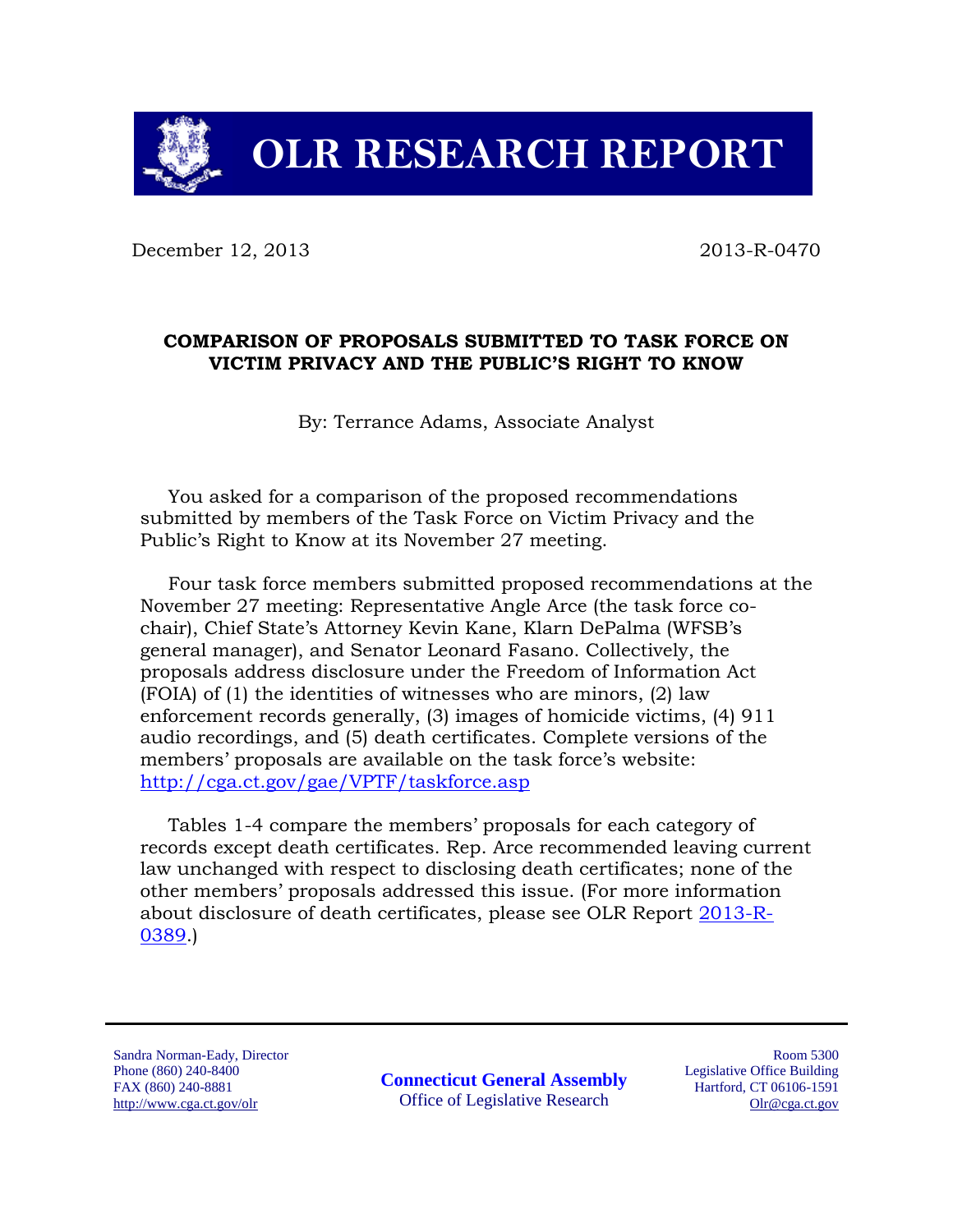# OLR RESEARCH REPORT

December 12, 2013 2013-R-0470

## COMPARISON OF PROPOSALS SUBMITTED TO TASK FORCE ON VICTIM PRIVACY AND THE PUBLIC'S RIGHT TO KNOW

By: Terrance Adams, Associate Analyst

You asked for a comparison of the proposed recommendations submitted by members of the Task Force on Victim Privacy and the Public's Right to Know at its November 27 meeting.

Four task force members submitted proposed recommendations at the November 27 meeting: Representative Angle Arce (the task force co-chair), Chief State's Attorney Kevin Kane, Klarn DePalma (WFSB's general manager), and Senator Leonard Fasano. Collectively, the proposals address disclosure under the Freedom of Information Act (FOIA) of (1) the identities of witnesses who are minors, (2) law enforcement records generally, (3) images of homicide victims, (4) 911 audio recordings, and (5) death certificates. Complete versions of the members' proposals are available on the task force's website: http://cga.ct.gov/gae/VPTF/taskforce.asp

Tables 1-4 compare the members' proposals for each category of records except death certificates. Rep. Arce recommended leaving current law unchanged with respect to disclosing death certificates; none of the other members' proposals addressed this issue. (For more information about disclosure of death certificates, please see OLR Report 2013-R-0389.)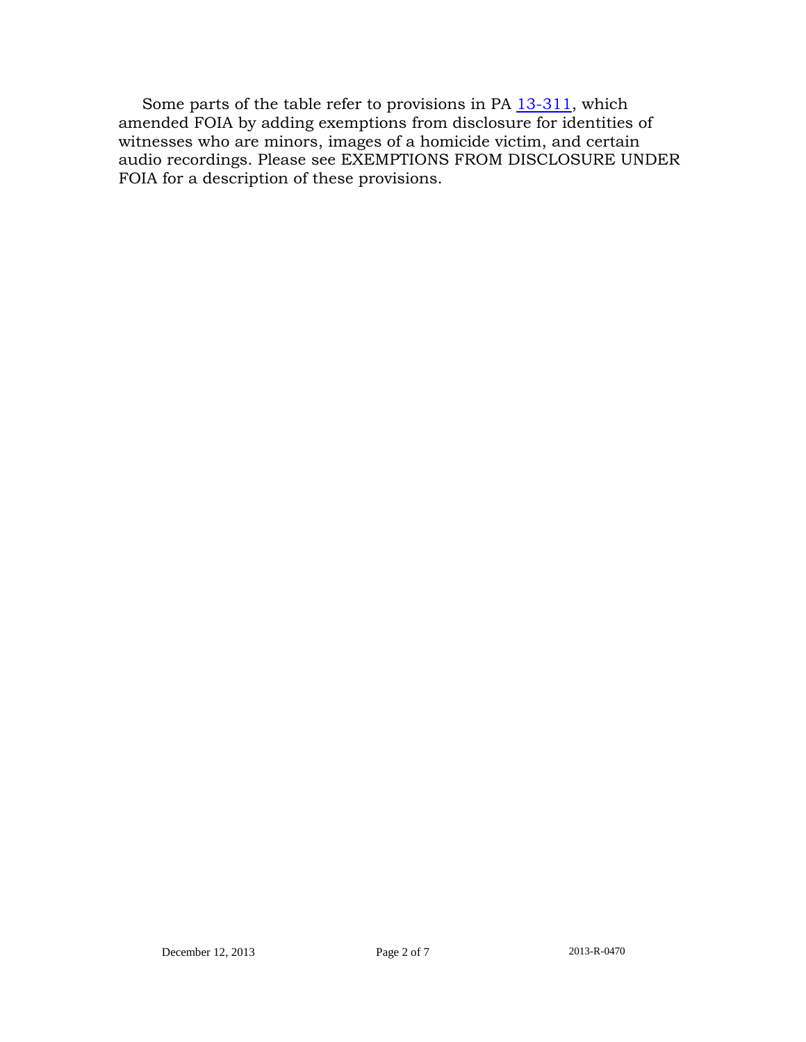Some parts of the table refer to provisions in PA 13-311, which amended FOIA by adding exemptions from disclosure for identities of witnesses who are minors, images of a homicide victim, and certain audio recordings. Please see EXEMPTIONS FROM DISCLOSURE UNDER FOIA for a description of these provisions.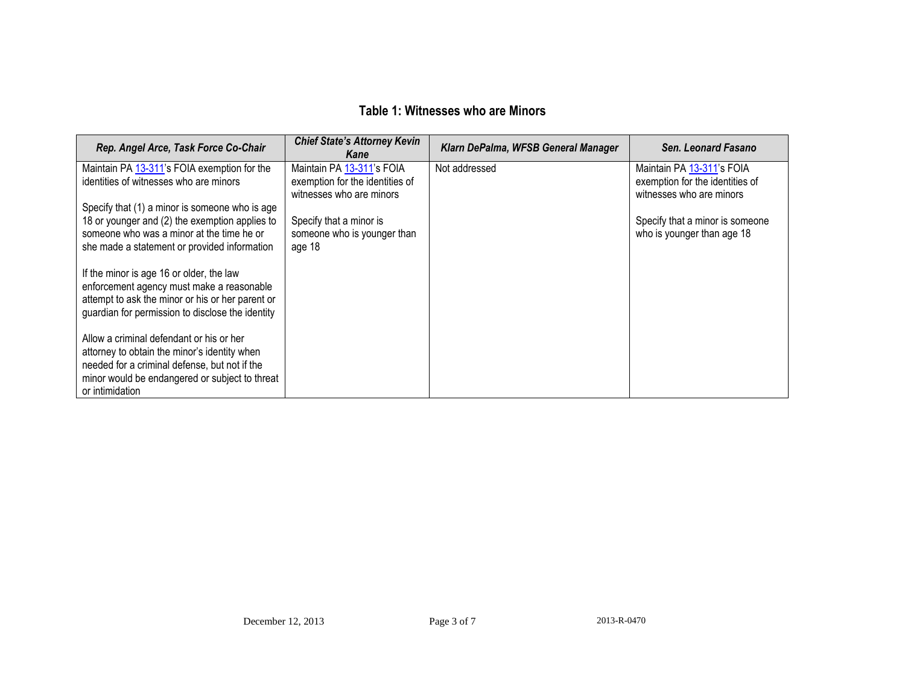### Table 1: Witnesses who are Minors

| *Rep. Angel Arce, Task Force Co-Chair* | *Chief State's Attorney Kevin Kane* | *Klarn DePalma, WFSB General Manager* | *Sen. Leonard Fasano* |
|---|---|---|---|
| Maintain PA 13-311's FOIA exemption for the identities of witnesses who are minors<br><br>Specify that (1) a minor is someone who is age 18 or younger and (2) the exemption applies to someone who was a minor at the time he or she made a statement or provided information<br><br>If the minor is age 16 or older, the law enforcement agency must make a reasonable attempt to ask the minor or his or her parent or guardian for permission to disclose the identity<br><br>Allow a criminal defendant or his or her attorney to obtain the minor's identity when needed for a criminal defense, but not if the minor would be endangered or subject to threat or intimidation | Maintain PA 13-311's FOIA exemption for the identities of witnesses who are minors<br><br>Specify that a minor is someone who is younger than age 18 | Not addressed | Maintain PA 13-311's FOIA exemption for the identities of witnesses who are minors<br><br>Specify that a minor is someone who is younger than age 18 |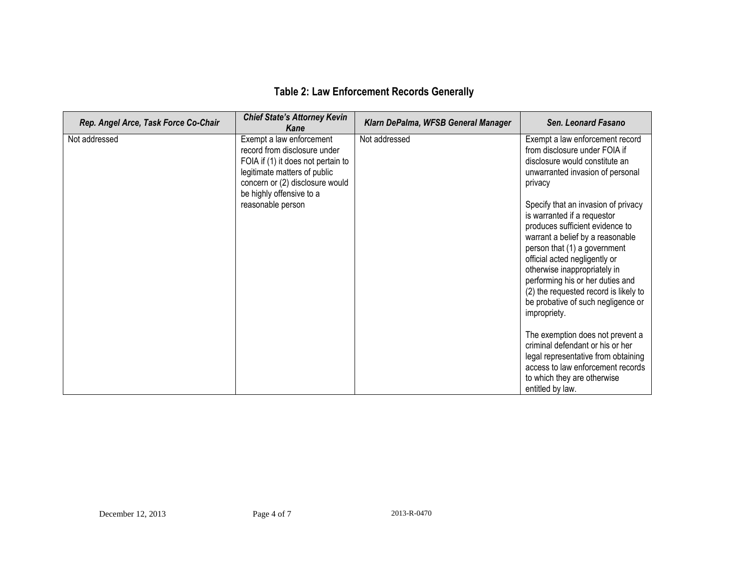## Table 2: Law Enforcement Records Generally

| *Rep. Angel Arce, Task Force Co-Chair* | *Chief State's Attorney Kevin Kane* | *Klarn DePalma, WFSB General Manager* | *Sen. Leonard Fasano* |
|---|---|---|---|
| Not addressed | Exempt a law enforcement record from disclosure under FOIA if (1) it does not pertain to legitimate matters of public concern or (2) disclosure would be highly offensive to a reasonable person | Not addressed | Exempt a law enforcement record from disclosure under FOIA if disclosure would constitute an unwarranted invasion of personal privacy<br><br>Specify that an invasion of privacy is warranted if a requestor produces sufficient evidence to warrant a belief by a reasonable person that (1) a government official acted negligently or otherwise inappropriately in performing his or her duties and (2) the requested record is likely to be probative of such negligence or impropriety.<br><br>The exemption does not prevent a criminal defendant or his or her legal representative from obtaining access to law enforcement records to which they are otherwise entitled by law. |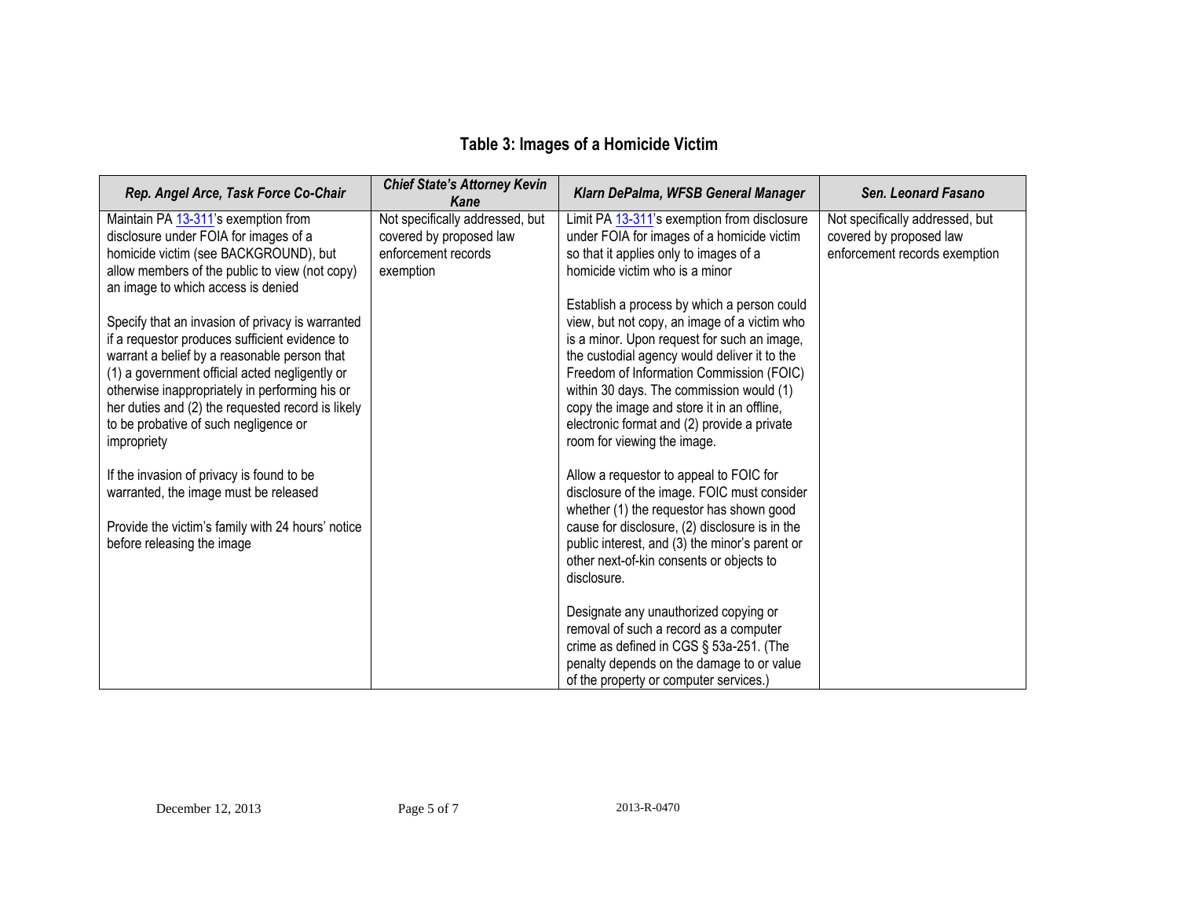## Table 3: Images of a Homicide Victim

| *Rep. Angel Arce, Task Force Co-Chair* | *Chief State's Attorney Kevin Kane* | *Klarn DePalma, WFSB General Manager* | *Sen. Leonard Fasano* |
|---|---|---|---|
| Maintain PA 13-311's exemption from disclosure under FOIA for images of a homicide victim (see BACKGROUND), but allow members of the public to view (not copy) an image to which access is denied<br><br>Specify that an invasion of privacy is warranted if a requestor produces sufficient evidence to warrant a belief by a reasonable person that (1) a government official acted negligently or otherwise inappropriately in performing his or her duties and (2) the requested record is likely to be probative of such negligence or impropriety<br><br>If the invasion of privacy is found to be warranted, the image must be released<br><br>Provide the victim's family with 24 hours' notice before releasing the image | Not specifically addressed, but covered by proposed law enforcement records exemption | Limit PA 13-311's exemption from disclosure under FOIA for images of a homicide victim so that it applies only to images of a homicide victim who is a minor<br><br>Establish a process by which a person could view, but not copy, an image of a victim who is a minor. Upon request for such an image, the custodial agency would deliver it to the Freedom of Information Commission (FOIC) within 30 days. The commission would (1) copy the image and store it in an offline, electronic format and (2) provide a private room for viewing the image.<br><br>Allow a requestor to appeal to FOIC for disclosure of the image. FOIC must consider whether (1) the requestor has shown good cause for disclosure, (2) disclosure is in the public interest, and (3) the minor's parent or other next-of-kin consents or objects to disclosure.<br><br>Designate any unauthorized copying or removal of such a record as a computer crime as defined in CGS § 53a-251. (The penalty depends on the damage to or value of the property or computer services.) | Not specifically addressed, but covered by proposed law enforcement records exemption |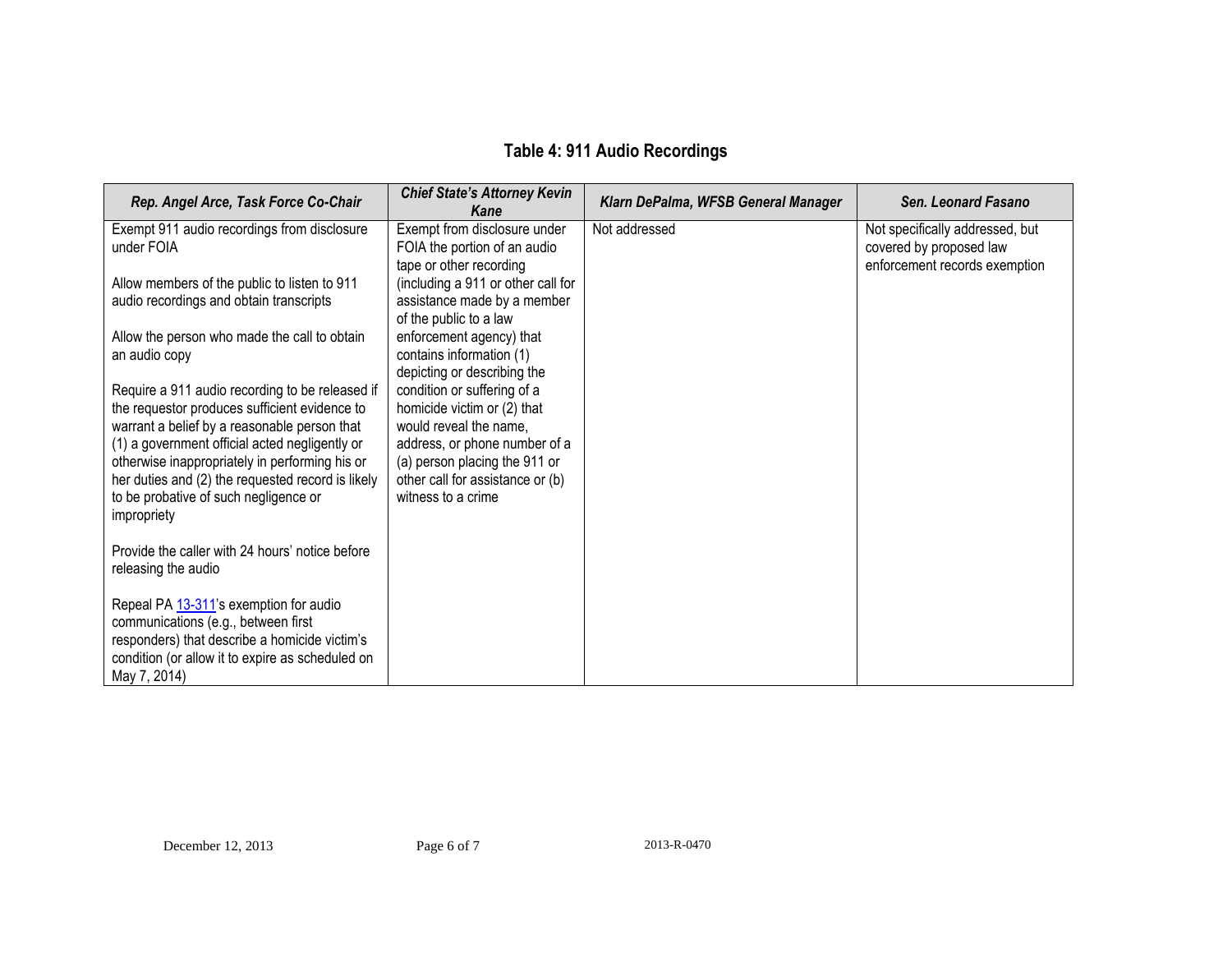## Table 4: 911 Audio Recordings

| *Rep. Angel Arce, Task Force Co-Chair* | *Chief State's Attorney Kevin Kane* | *Klarn DePalma, WFSB General Manager* | *Sen. Leonard Fasano* |
|---|---|---|---|
| Exempt 911 audio recordings from disclosure under FOIA<br><br>Allow members of the public to listen to 911 audio recordings and obtain transcripts<br><br>Allow the person who made the call to obtain an audio copy<br><br>Require a 911 audio recording to be released if the requestor produces sufficient evidence to warrant a belief by a reasonable person that (1) a government official acted negligently or otherwise inappropriately in performing his or her duties and (2) the requested record is likely to be probative of such negligence or impropriety<br><br>Provide the caller with 24 hours' notice before releasing the audio<br><br>Repeal PA 13-311's exemption for audio communications (e.g., between first responders) that describe a homicide victim's condition (or allow it to expire as scheduled on May 7, 2014) | Exempt from disclosure under FOIA the portion of an audio tape or other recording (including a 911 or other call for assistance made by a member of the public to a law enforcement agency) that contains information (1) depicting or describing the condition or suffering of a homicide victim or (2) that would reveal the name, address, or phone number of a (a) person placing the 911 or other call for assistance or (b) witness to a crime | Not addressed | Not specifically addressed, but covered by proposed law enforcement records exemption |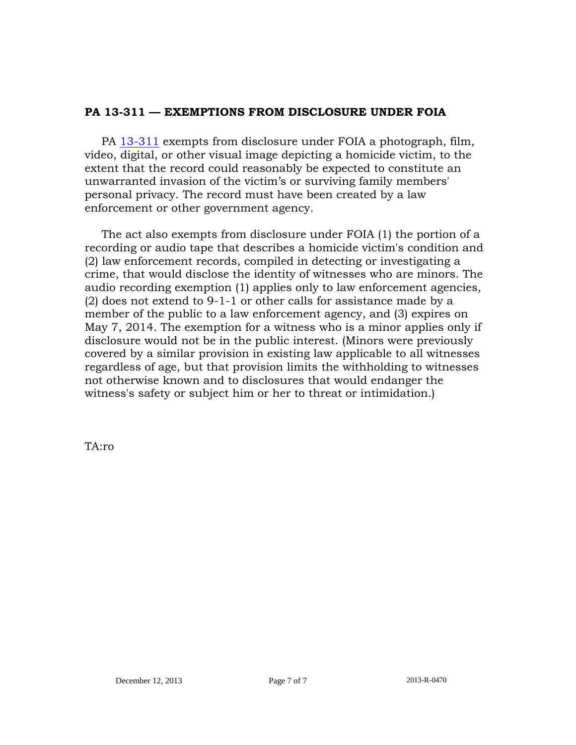## PA 13-311 — EXEMPTIONS FROM DISCLOSURE UNDER FOIA

PA [13-311](13-311) exempts from disclosure under FOIA a photograph, film, video, digital, or other visual image depicting a homicide victim, to the extent that the record could reasonably be expected to constitute an unwarranted invasion of the victim’s or surviving family members' personal privacy. The record must have been created by a law enforcement or other government agency.

The act also exempts from disclosure under FOIA (1) the portion of a recording or audio tape that describes a homicide victim's condition and (2) law enforcement records, compiled in detecting or investigating a crime, that would disclose the identity of witnesses who are minors. The audio recording exemption (1) applies only to law enforcement agencies, (2) does not extend to 9-1-1 or other calls for assistance made by a member of the public to a law enforcement agency, and (3) expires on May 7, 2014. The exemption for a witness who is a minor applies only if disclosure would not be in the public interest. (Minors were previously covered by a similar provision in existing law applicable to all witnesses regardless of age, but that provision limits the withholding to witnesses not otherwise known and to disclosures that would endanger the witness's safety or subject him or her to threat or intimidation.)

TA:ro